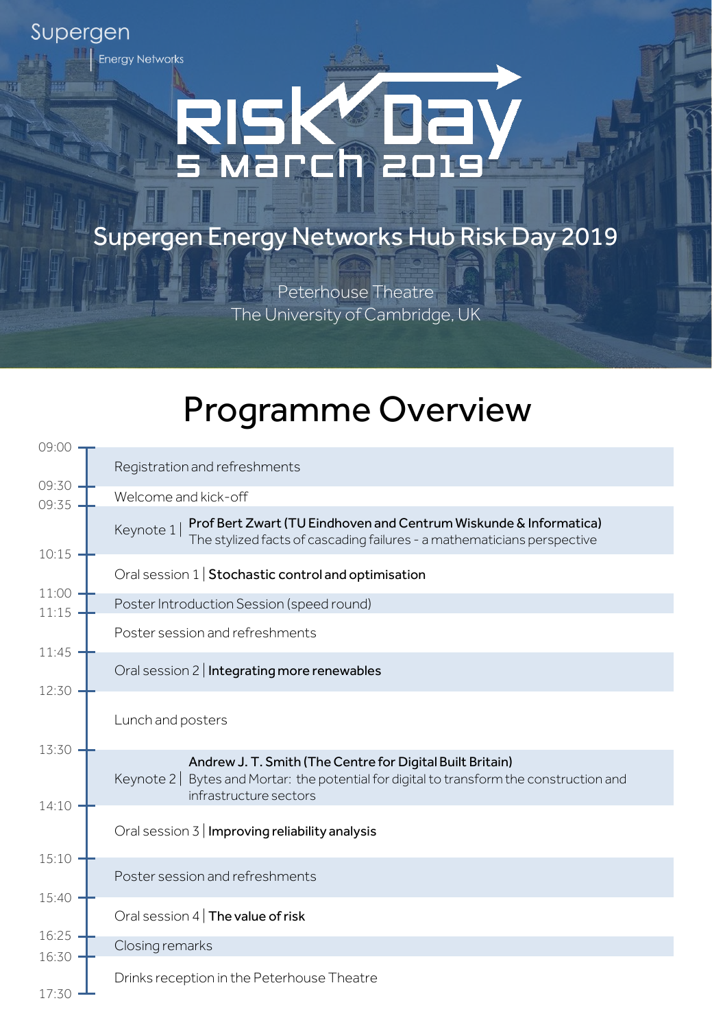Supergen

Energy Networks

# RISK Day

5 March 2019

## Supergen Energy Networks Hub Risk Day 2019

Peterhouse Theatre
The University of Cambridge, UK

# Programme Overview

| Time | Programme |
|---|---|
| 09:00 | Registration and refreshments |
| 09:30 | Welcome and kick-off |
| 09:35 | Keynote 1 \| **Prof Bert Zwart (TU Eindhoven and Centrum Wiskunde & Informatica)** The stylized facts of cascading failures - a mathematicians perspective |
| 10:15 | Oral session 1 \| **Stochastic control and optimisation** |
| 11:00 | Poster Introduction Session (speed round) |
| 11:15 | Poster session and refreshments |
| 11:45 | Oral session 2 \| **Integrating more renewables** |
| 12:30 | Lunch and posters |
| 13:30 | Keynote 2 \| **Andrew J. T. Smith (The Centre for Digital Built Britain)** Bytes and Mortar: the potential for digital to transform the construction and infrastructure sectors |
| 14:10 | Oral session 3 \| **Improving reliability analysis** |
| 15:10 | Poster session and refreshments |
| 15:40 | Oral session 4 \| **The value of risk** |
| 16:25 | Closing remarks |
| 16:30 | Drinks reception in the Peterhouse Theatre |
| 17:30 | |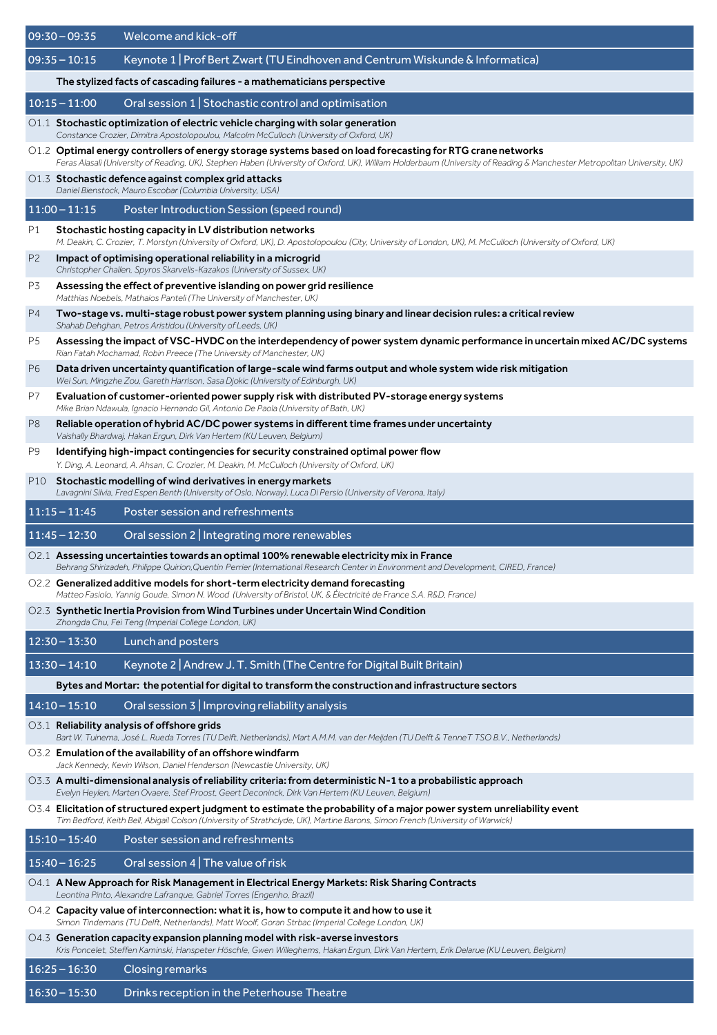**09:30 – 09:35** Welcome and kick-off

**09:35 – 10:15** Keynote 1 | Prof Bert Zwart (TU Eindhoven and Centrum Wiskunde & Informatica)

**The stylized facts of cascading failures - a mathematicians perspective**

**10:15 – 11:00** Oral session 1 | Stochastic control and optimisation

O1.1 **Stochastic optimization of electric vehicle charging with solar generation**
*Constance Crozier, Dimitra Apostolopoulou, Malcolm McCulloch (University of Oxford, UK)*

O1.2 **Optimal energy controllers of energy storage systems based on load forecasting for RTG crane networks**
*Feras Alasali (University of Reading, UK), Stephen Haben (University of Oxford, UK), William Holderbaum (University of Reading & Manchester Metropolitan University, UK)*

O1.3 **Stochastic defence against complex grid attacks**
*Daniel Bienstock, Mauro Escobar (Columbia University, USA)*

**11:00 – 11:15** Poster Introduction Session (speed round)

P1 **Stochastic hosting capacity in LV distribution networks**
*M. Deakin, C. Crozier, T. Morstyn (University of Oxford, UK), D. Apostolopoulou (City, University of London, UK), M. McCulloch (University of Oxford, UK)*

P2 **Impact of optimising operational reliability in a microgrid**
*Christopher Challen, Spyros Skarvelis-Kazakos (University of Sussex, UK)*

P3 **Assessing the effect of preventive islanding on power grid resilience**
*Matthias Noebels, Mathaios Panteli (The University of Manchester, UK)*

P4 **Two-stage vs. multi-stage robust power system planning using binary and linear decision rules: a critical review**
*Shahab Dehghan, Petros Aristidou (University of Leeds, UK)*

P5 **Assessing the impact of VSC-HVDC on the interdependency of power system dynamic performance in uncertain mixed AC/DC systems**
*Rian Fatah Mochamad, Robin Preece (The University of Manchester, UK)*

P6 **Data driven uncertainty quantification of large-scale wind farms output and whole system wide risk mitigation**
*Wei Sun, Mingzhe Zou, Gareth Harrison, Sasa Djokic (University of Edinburgh, UK)*

P7 **Evaluation of customer-oriented power supply risk with distributed PV-storage energy systems**
*Mike Brian Ndawula, Ignacio Hernando Gil, Antonio De Paola (University of Bath, UK)*

P8 **Reliable operation of hybrid AC/DC power systems in different time frames under uncertainty**
*Vaishally Bhardwaj, Hakan Ergun, Dirk Van Hertem (KU Leuven, Belgium)*

P9 **Identifying high-impact contingencies for security constrained optimal power flow**
*Y. Ding, A. Leonard, A. Ahsan, C. Crozier, M. Deakin, M. McCulloch (University of Oxford, UK)*

P10 **Stochastic modelling of wind derivatives in energy markets**
*Lavagnini Silvia, Fred Espen Benth (University of Oslo, Norway), Luca Di Persio (University of Verona, Italy)*

**11:15 – 11:45** Poster session and refreshments

**11:45 – 12:30** Oral session 2 | Integrating more renewables

O2.1 **Assessing uncertainties towards an optimal 100% renewable electricity mix in France**
*Behrang Shirizadeh, Philippe Quirion,Quentin Perrier (International Research Center in Environment and Development, CIRED, France)*

O2.2 **Generalized additive models for short-term electricity demand forecasting**
*Matteo Fasiolo, Yannig Goude, Simon N. Wood (University of Bristol, UK, & Électricité de France S.A. R&D, France)*

O2.3 **Synthetic Inertia Provision from Wind Turbines under Uncertain Wind Condition**
*Zhongda Chu, Fei Teng (Imperial College London, UK)*

**12:30 – 13:30** Lunch and posters

**13:30 – 14:10** Keynote 2 | Andrew J. T. Smith (The Centre for Digital Built Britain)

**Bytes and Mortar: the potential for digital to transform the construction and infrastructure sectors**

**14:10 – 15:10** Oral session 3 | Improving reliability analysis

O3.1 **Reliability analysis of offshore grids**
*Bart W. Tuinema, José L. Rueda Torres (TU Delft, Netherlands), Mart A.M.M. van der Meijden (TU Delft & TenneT TSO B.V., Netherlands)*

O3.2 **Emulation of the availability of an offshore windfarm**
*Jack Kennedy, Kevin Wilson, Daniel Henderson (Newcastle University, UK)*

O3.3 **A multi-dimensional analysis of reliability criteria: from deterministic N-1 to a probabilistic approach**
*Evelyn Heylen, Marten Ovaere, Stef Proost, Geert Deconinck, Dirk Van Hertem (KU Leuven, Belgium)*

O3.4 **Elicitation of structured expert judgment to estimate the probability of a major power system unreliability event**
*Tim Bedford, Keith Bell, Abigail Colson (University of Strathclyde, UK), Martine Barons, Simon French (University of Warwick)*

**15:10 – 15:40** Poster session and refreshments

**15:40 – 16:25** Oral session 4 | The value of risk

O4.1 **A New Approach for Risk Management in Electrical Energy Markets: Risk Sharing Contracts**
*Leontina Pinto, Alexandre Lafranque, Gabriel Torres (Engenho, Brazil)*

O4.2 **Capacity value of interconnection: what it is, how to compute it and how to use it**
*Simon Tindemans (TU Delft, Netherlands), Matt Woolf, Goran Strbac (Imperial College London, UK)*

O4.3 **Generation capacity expansion planning model with risk-averse investors**
*Kris Poncelet, Steffen Kaminski, Hanspeter Höschle, Gwen Willeghems, Hakan Ergun, Dirk Van Hertem, Erik Delarue (KU Leuven, Belgium)*

**16:25 – 16:30** Closing remarks

**16:30 – 15:30** Drinks reception in the Peterhouse Theatre